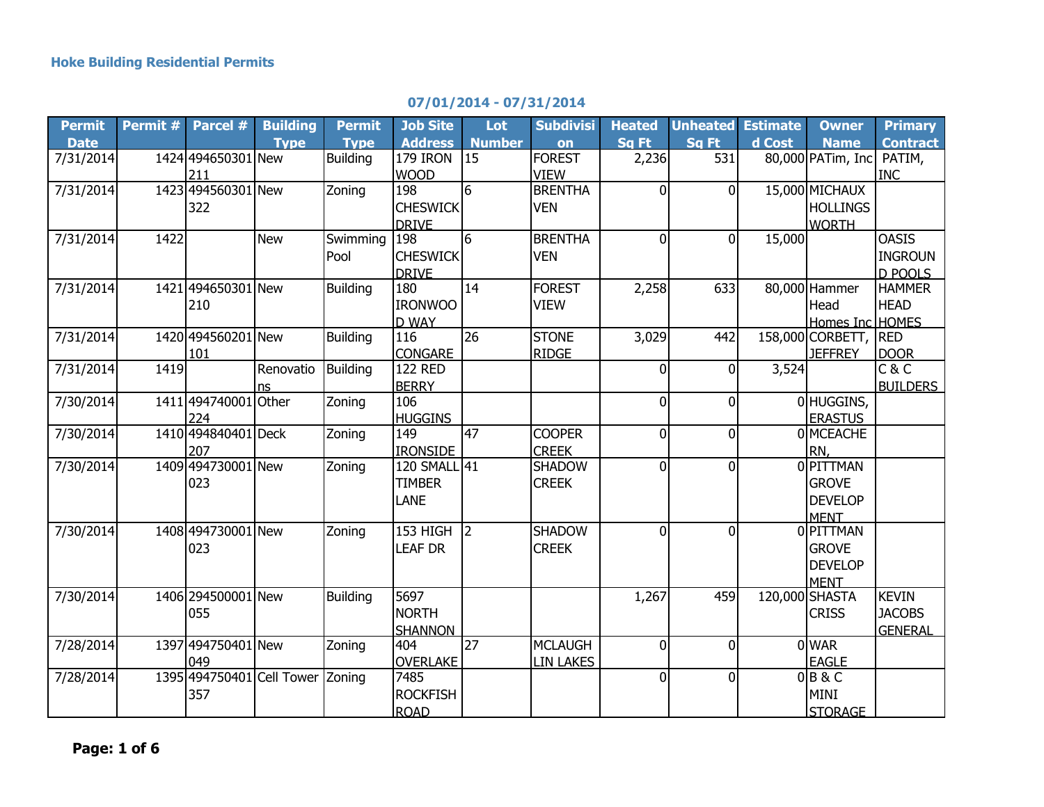**Hoke Building Residential Permits**

**07/01/2014 - 07/31/2014**

| Permit Date | Permit # | Parcel # | Building Type | Permit Type | Job Site Address | Lot Number | Subdivision | Heated Sq Ft | Unheated Sq Ft | Estimated Cost | Owner Name | Primary Contract |
|---|---|---|---|---|---|---|---|---|---|---|---|---|
| 7/31/2014 | 1424 | 494650301211 | New | Building | 179 IRON WOOD | 15 | FOREST VIEW | 2,236 | 531 | 80,000 | PATim, Inc | PATIM, INC |
| 7/31/2014 | 1423 | 494560301322 | New | Zoning | 198 CHESWICK DRIVE | 6 | BRENTHAVEN | 0 | 0 | 15,000 | MICHAUX HOLLINGSWORTH | |
| 7/31/2014 | 1422 | | New | Swimming Pool | 198 CHESWICK DRIVE | 6 | BRENTHAVEN | 0 | 0 | 15,000 | | OASIS INGROUND POOLS |
| 7/31/2014 | 1421 | 494650301210 | New | Building | 180 IRONWOOD WAY | 14 | FOREST VIEW | 2,258 | 633 | 80,000 | Hammer Head Homes Inc | HAMMER HEAD HOMES |
| 7/31/2014 | 1420 | 494560201101 | New | Building | 116 CONGARE | 26 | STONE RIDGE | 3,029 | 442 | 158,000 | CORBETT, JEFFREY | RED DOOR |
| 7/31/2014 | 1419 | | Renovations | Building | 122 RED BERRY | | | 0 | 0 | 3,524 | | C & C BUILDERS |
| 7/30/2014 | 1411 | 494740001224 | Other | Zoning | 106 HUGGINS | | | 0 | 0 | 0 | HUGGINS, ERASTUS | |
| 7/30/2014 | 1410 | 494840401207 | Deck | Zoning | 149 IRONSIDE | 47 | COOPER CREEK | 0 | 0 | 0 | MCEACHERN, | |
| 7/30/2014 | 1409 | 494730001023 | New | Zoning | 120 SMALL TIMBER LANE | 41 | SHADOW CREEK | 0 | 0 | 0 | PITTMAN GROVE DEVELOPMENT | |
| 7/30/2014 | 1408 | 494730001023 | New | Zoning | 153 HIGH LEAF DR | 2 | SHADOW CREEK | 0 | 0 | 0 | PITTMAN GROVE DEVELOPMENT | |
| 7/30/2014 | 1406 | 294500001055 | New | Building | 5697 NORTH SHANNON | | | 1,267 | 459 | 120,000 | SHASTA CRISS | KEVIN JACOBS GENERAL |
| 7/28/2014 | 1397 | 494750401049 | New | Zoning | 404 OVERLAKE | 27 | MCLAUGHLIN LAKES | 0 | 0 | 0 | WAR EAGLE | |
| 7/28/2014 | 1395 | 494750401357 | Cell Tower | Zoning | 7485 ROCKFISH ROAD | | | 0 | 0 | 0 | B & C MINI STORAGE | |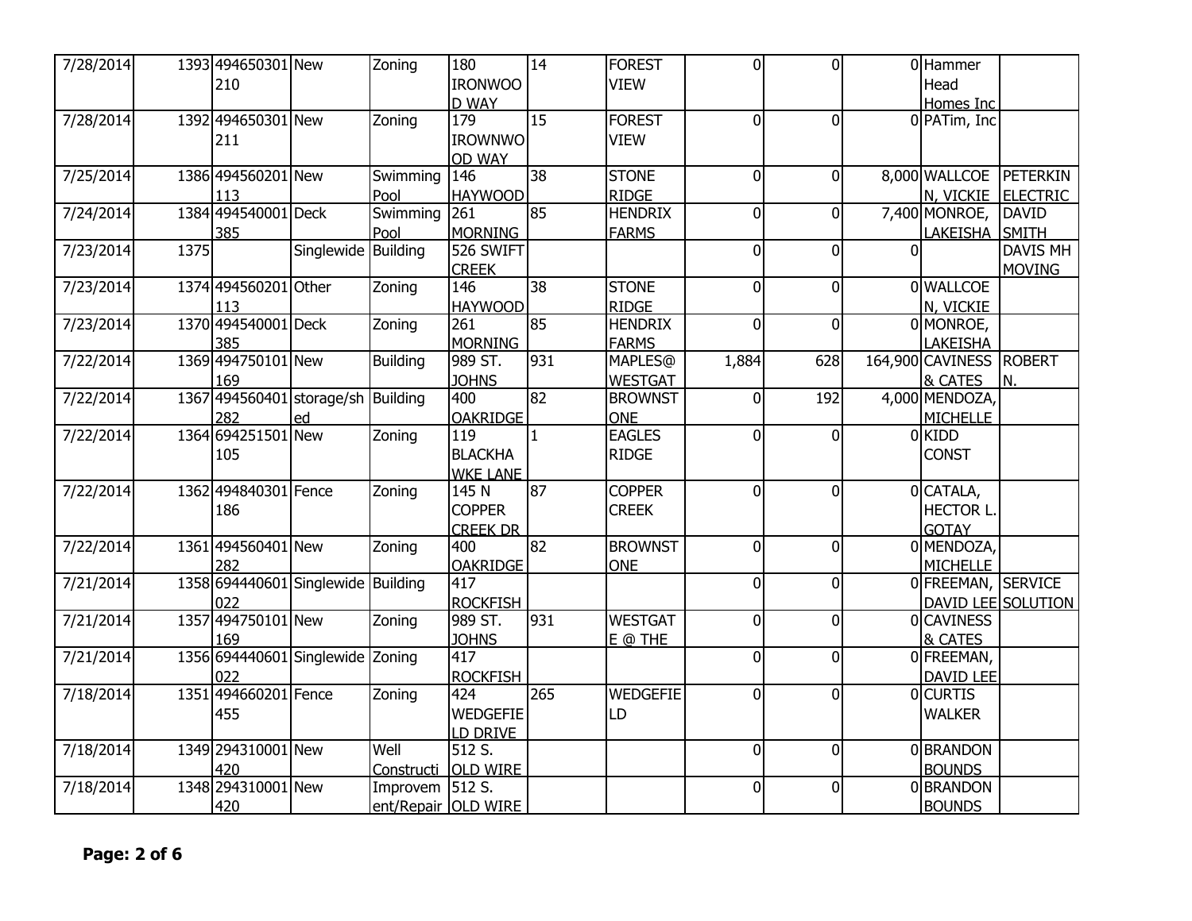| | | | | | | | | | | | | |
|---|---|---|---|---|---|---|---|---|---|---|---|---|
| 7/28/2014 | 1393 | 494650301 210 | New | Zoning | 180 IRONWOOD WAY | 14 | FOREST VIEW | 0 | 0 | 0 | Hammer Head Homes Inc | |
| 7/28/2014 | 1392 | 494650301 211 | New | Zoning | 179 IROWNWOOD WAY | 15 | FOREST VIEW | 0 | 0 | 0 | PATim, Inc | |
| 7/25/2014 | 1386 | 494560201 113 | New | Swimming Pool | 146 HAYWOOD | 38 | STONE RIDGE | 0 | 0 | 8,000 | WALLCOEN, VICKIE | PETERKIN ELECTRIC |
| 7/24/2014 | 1384 | 494540001 385 | Deck | Swimming Pool | 261 MORNING | 85 | HENDRIX FARMS | 0 | 0 | 7,400 | MONROE, LAKEISHA | DAVID SMITH |
| 7/23/2014 | 1375 | | Singlewide | Building | 526 SWIFT CREEK | | | 0 | 0 | 0 | | DAVIS MH MOVING |
| 7/23/2014 | 1374 | 494560201 113 | Other | Zoning | 146 HAYWOOD | 38 | STONE RIDGE | 0 | 0 | 0 | WALLCOEN, VICKIE | |
| 7/23/2014 | 1370 | 494540001 385 | Deck | Zoning | 261 MORNING | 85 | HENDRIX FARMS | 0 | 0 | 0 | MONROE, LAKEISHA | |
| 7/22/2014 | 1369 | 494750101 169 | New | Building | 989 ST. JOHNS | 931 | MAPLES@ WESTGAT | 1,884 | 628 | 164,900 | CAVINESS & CATES | ROBERT N. |
| 7/22/2014 | 1367 | 494560401 282 | storage/shed | Building | 400 OAKRIDGE | 82 | BROWNSTONE | 0 | 192 | 4,000 | MENDOZA, MICHELLE | |
| 7/22/2014 | 1364 | 694251501 105 | New | Zoning | 119 BLACKHAWKE LANE | 1 | EAGLES RIDGE | 0 | 0 | 0 | KIDD CONST | |
| 7/22/2014 | 1362 | 494840301 186 | Fence | Zoning | 145 N COPPER CREEK DR | 87 | COPPER CREEK | 0 | 0 | 0 | CATALA, HECTOR L. GOTAY | |
| 7/22/2014 | 1361 | 494560401 282 | New | Zoning | 400 OAKRIDGE | 82 | BROWNSTONE | 0 | 0 | 0 | MENDOZA, MICHELLE | |
| 7/21/2014 | 1358 | 694440601 022 | Singlewide | Building | 417 ROCKFISH | | | 0 | 0 | 0 | FREEMAN, DAVID LEE | SERVICE SOLUTION |
| 7/21/2014 | 1357 | 494750101 169 | New | Zoning | 989 ST. JOHNS | 931 | WESTGATE @ THE | 0 | 0 | 0 | CAVINESS & CATES | |
| 7/21/2014 | 1356 | 694440601 022 | Singlewide | Zoning | 417 ROCKFISH | | | 0 | 0 | 0 | FREEMAN, DAVID LEE | |
| 7/18/2014 | 1351 | 494660201 455 | Fence | Zoning | 424 WEDGEFIELD DRIVE | 265 | WEDGEFIELD | 0 | 0 | 0 | CURTIS WALKER | |
| 7/18/2014 | 1349 | 294310001 420 | New | Well Constructi | 512 S. OLD WIRE | | | 0 | 0 | 0 | BRANDON BOUNDS | |
| 7/18/2014 | 1348 | 294310001 420 | New | Improvement/Repair | 512 S. OLD WIRE | | | 0 | 0 | 0 | BRANDON BOUNDS | |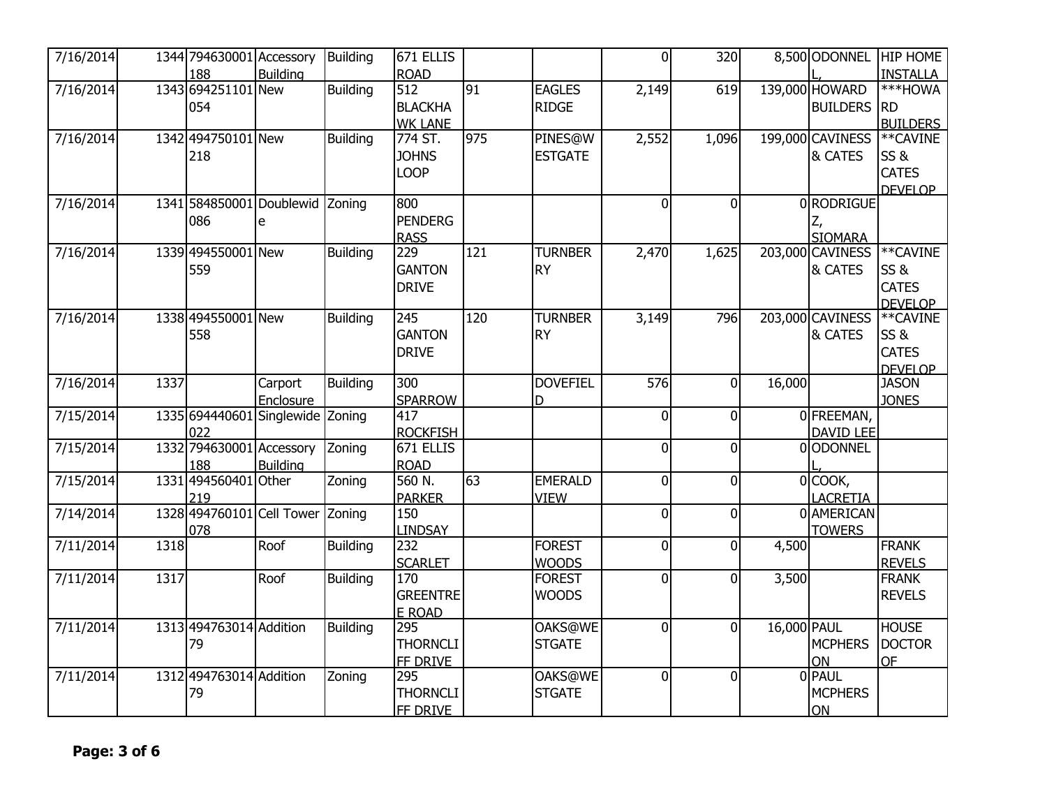| | | | | | | | | | | | | |
|---|---|---|---|---|---|---|---|---|---|---|---|---|
| 7/16/2014 | 1344 | 794630001188 | Accessory Building | Building | 671 ELLIS ROAD | | | 0 | 320 | 8,500 | ODONNEL L, | HIP HOME INSTALLA |
| 7/16/2014 | 1343 | 694251101054 | New | Building | 512 BLACKHAWK LANE | 91 | EAGLES RIDGE | 2,149 | 619 | 139,000 | HOWARD BUILDERS | ***HOWARD BUILDERS |
| 7/16/2014 | 1342 | 494750101218 | New | Building | 774 ST. JOHNS LOOP | 975 | PINES@WESTGATE | 2,552 | 1,096 | 199,000 | CAVINESS & CATES | **CAVINESS & CATES DEVELOP |
| 7/16/2014 | 1341 | 584850001086 | Doublewide | Zoning | 800 PENDERGRASS | | | 0 | 0 | 0 | RODRIGUEZ, SIOMARA | |
| 7/16/2014 | 1339 | 494550001559 | New | Building | 229 GANTON DRIVE | 121 | TURNBERRY | 2,470 | 1,625 | 203,000 | CAVINESS & CATES | **CAVINESS & CATES DEVELOP |
| 7/16/2014 | 1338 | 494550001558 | New | Building | 245 GANTON DRIVE | 120 | TURNBERRY | 3,149 | 796 | 203,000 | CAVINESS & CATES | **CAVINESS & CATES DEVELOP |
| 7/16/2014 | 1337 | | Carport Enclosure | Building | 300 SPARROW | | DOVEFIELD | 576 | 0 | 16,000 | | JASON JONES |
| 7/15/2014 | 1335 | 694440601022 | Singlewide | Zoning | 417 ROCKFISH | | | 0 | 0 | 0 | FREEMAN, DAVID LEE | |
| 7/15/2014 | 1332 | 794630001188 | Accessory Building | Zoning | 671 ELLIS ROAD | | | 0 | 0 | 0 | ODONNEL L, | |
| 7/15/2014 | 1331 | 494560401219 | Other | Zoning | 560 N. PARKER | 63 | EMERALD VIEW | 0 | 0 | 0 | COOK, LACRETIA | |
| 7/14/2014 | 1328 | 494760101078 | Cell Tower | Zoning | 150 LINDSAY | | | 0 | 0 | 0 | AMERICAN TOWERS | |
| 7/11/2014 | 1318 | | Roof | Building | 232 SCARLET | | FOREST WOODS | 0 | 0 | 4,500 | | FRANK REVELS |
| 7/11/2014 | 1317 | | Roof | Building | 170 GREENTREE ROAD | | FOREST WOODS | 0 | 0 | 3,500 | | FRANK REVELS |
| 7/11/2014 | 1313 | 49476301479 | Addition | Building | 295 THORNCLIFF DRIVE | | OAKS@WESTGATE | 0 | 0 | 16,000 | PAUL MCPHERSON | HOUSE DOCTOR OF |
| 7/11/2014 | 1312 | 49476301479 | Addition | Zoning | 295 THORNCLIFF DRIVE | | OAKS@WESTGATE | 0 | 0 | 0 | PAUL MCPHERSON | |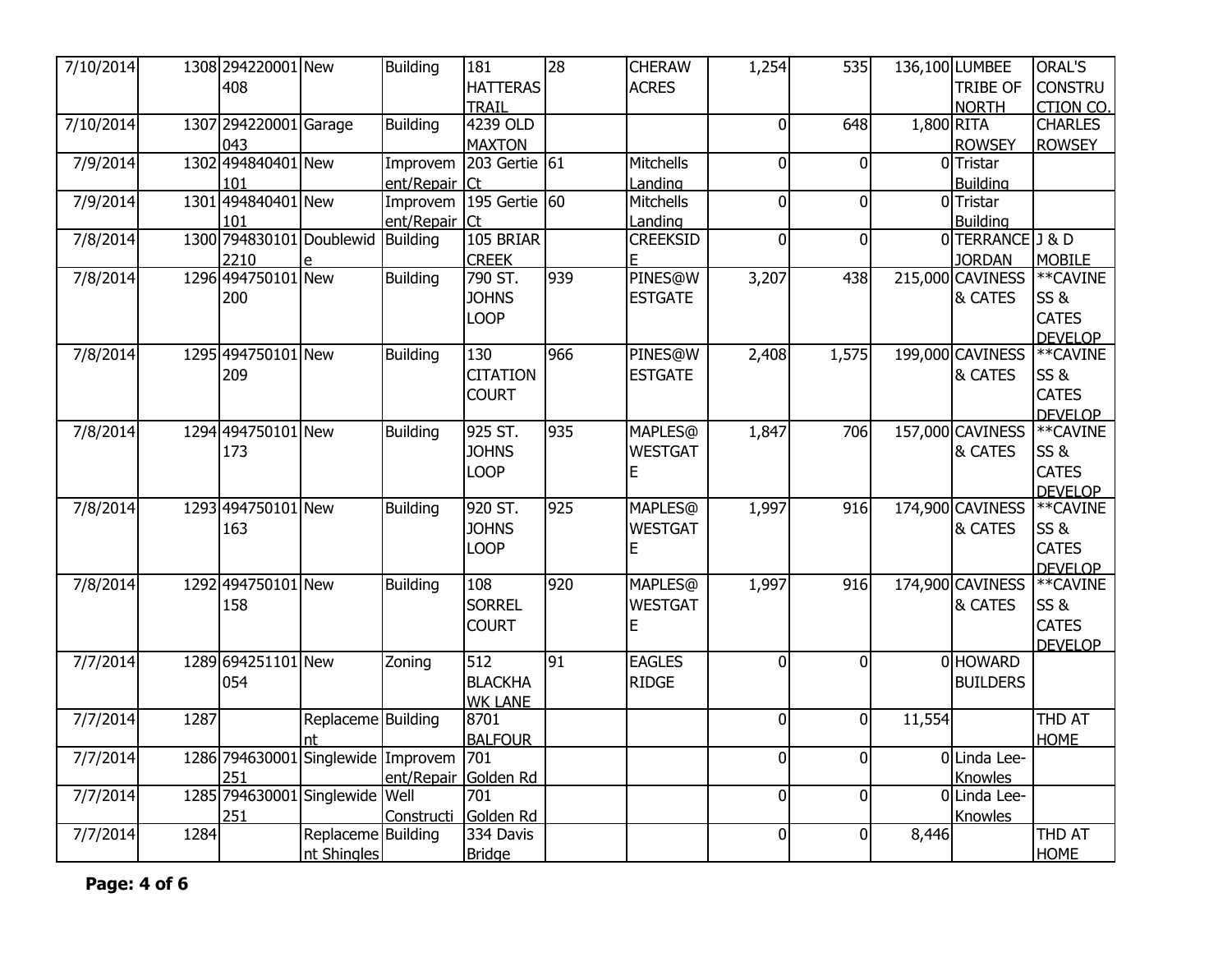| | | | | | | | | | | | | |
|---|---|---|---|---|---|---|---|---|---|---|---|---|
| 7/10/2014 | 1308 | 294220001408 | New | Building | 181 HATTERAS TRAIL | 28 | CHERAW ACRES | 1,254 | 535 | 136,100 | LUMBEE TRIBE OF NORTH | ORAL'S CONSTRUCTION CO. |
| 7/10/2014 | 1307 | 294220001043 | Garage | Building | 4239 OLD MAXTON | | | 0 | 648 | 1,800 | RITA ROWSEY | CHARLES ROWSEY |
| 7/9/2014 | 1302 | 494840401101 | New | Improvement/Repair | 203 Gertie Ct | 61 | Mitchells Landing | 0 | 0 | 0 | Tristar Building | |
| 7/9/2014 | 1301 | 494840401101 | New | Improvement/Repair | 195 Gertie Ct | 60 | Mitchells Landing | 0 | 0 | 0 | Tristar Building | |
| 7/8/2014 | 1300 | 7948301012210 | Doublewide | Building | 105 BRIAR CREEK | | CREEKSIDE | 0 | 0 | 0 | TERRANCE JORDAN | J & D MOBILE |
| 7/8/2014 | 1296 | 494750101200 | New | Building | 790 ST. JOHNS LOOP | 939 | PINES@WESTGATE | 3,207 | 438 | 215,000 | CAVINESS & CATES | **CAVINESS & CATES DEVELOP |
| 7/8/2014 | 1295 | 494750101209 | New | Building | 130 CITATION COURT | 966 | PINES@WESTGATE | 2,408 | 1,575 | 199,000 | CAVINESS & CATES | **CAVINESS & CATES DEVELOP |
| 7/8/2014 | 1294 | 494750101173 | New | Building | 925 ST. JOHNS LOOP | 935 | MAPLES@WESTGATE | 1,847 | 706 | 157,000 | CAVINESS & CATES | **CAVINESS & CATES DEVELOP |
| 7/8/2014 | 1293 | 494750101163 | New | Building | 920 ST. JOHNS LOOP | 925 | MAPLES@WESTGATE | 1,997 | 916 | 174,900 | CAVINESS & CATES | **CAVINESS & CATES DEVELOP |
| 7/8/2014 | 1292 | 494750101158 | New | Building | 108 SORREL COURT | 920 | MAPLES@WESTGATE | 1,997 | 916 | 174,900 | CAVINESS & CATES | **CAVINESS & CATES DEVELOP |
| 7/7/2014 | 1289 | 694251101054 | New | Zoning | 512 BLACKHAWK LANE | 91 | EAGLES RIDGE | 0 | 0 | 0 | HOWARD BUILDERS | |
| 7/7/2014 | 1287 | | Replacement | Building | 8701 BALFOUR | | | 0 | 0 | 11,554 | | THD AT HOME |
| 7/7/2014 | 1286 | 794630001251 | Singlewide | Improvement/Repair | 701 Golden Rd | | | 0 | 0 | 0 | Linda Lee-Knowles | |
| 7/7/2014 | 1285 | 794630001251 | Singlewide | Well Constructi | 701 Golden Rd | | | 0 | 0 | 0 | Linda Lee-Knowles | |
| 7/7/2014 | 1284 | | Replacement Shingles | Building | 334 Davis Bridge | | | 0 | 0 | 8,446 | | THD AT HOME |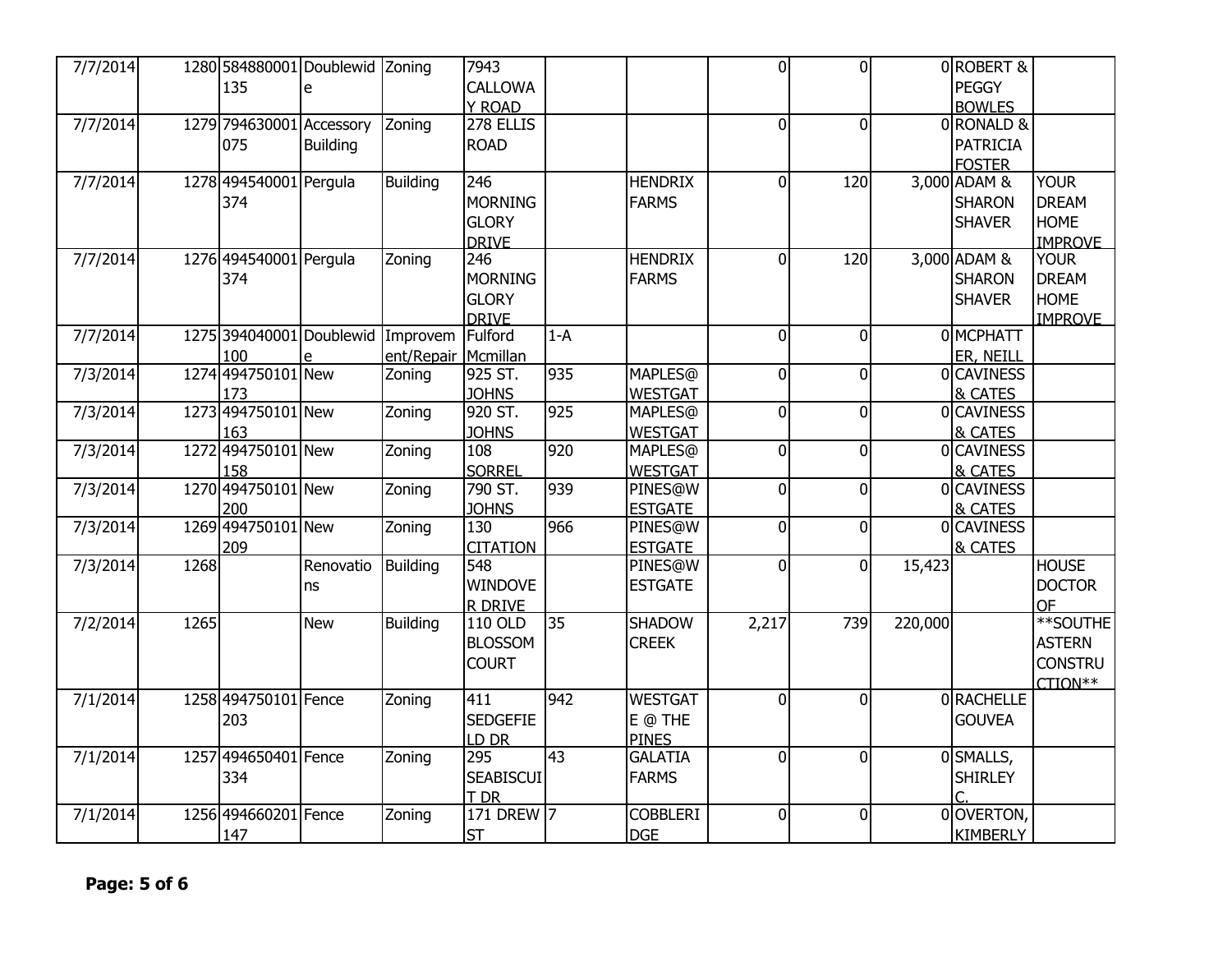| | | | | | | | | | | | | |
|---|---|---|---|---|---|---|---|---|---|---|---|---|
| 7/7/2014 | 1280 | 584880001135 | Doublewide | Zoning | 7943 CALLOWAY ROAD | | | 0 | 0 | 0 | ROBERT & PEGGY BOWLES | |
| 7/7/2014 | 1279 | 794630001075 | Accessory Building | Zoning | 278 ELLIS ROAD | | | 0 | 0 | 0 | RONALD & PATRICIA FOSTER | |
| 7/7/2014 | 1278 | 494540001374 | Pergula | Building | 246 MORNING GLORY DRIVE | | HENDRIX FARMS | 0 | 120 | 3,000 | ADAM & SHARON SHAVER | YOUR DREAM HOME IMPROVE |
| 7/7/2014 | 1276 | 494540001374 | Pergula | Zoning | 246 MORNING GLORY DRIVE | | HENDRIX FARMS | 0 | 120 | 3,000 | ADAM & SHARON SHAVER | YOUR DREAM HOME IMPROVE |
| 7/7/2014 | 1275 | 394040001100 | Doublewide | Improvement/Repair | Fulford Mcmillan | 1-A | | 0 | 0 | 0 | MCPHATTER, NEILL | |
| 7/3/2014 | 1274 | 494750101173 | New | Zoning | 925 ST. JOHNS | 935 | MAPLES@WESTGAT | 0 | 0 | 0 | CAVINESS & CATES | |
| 7/3/2014 | 1273 | 494750101163 | New | Zoning | 920 ST. JOHNS | 925 | MAPLES@WESTGAT | 0 | 0 | 0 | CAVINESS & CATES | |
| 7/3/2014 | 1272 | 494750101158 | New | Zoning | 108 SORREL | 920 | MAPLES@WESTGAT | 0 | 0 | 0 | CAVINESS & CATES | |
| 7/3/2014 | 1270 | 494750101200 | New | Zoning | 790 ST. JOHNS | 939 | PINES@WESTGATE | 0 | 0 | 0 | CAVINESS & CATES | |
| 7/3/2014 | 1269 | 494750101209 | New | Zoning | 130 CITATION | 966 | PINES@WESTGATE | 0 | 0 | 0 | CAVINESS & CATES | |
| 7/3/2014 | 1268 | | Renovations | Building | 548 WINDOVER DRIVE | | PINES@WESTGATE | 0 | 0 | 15,423 | | HOUSE DOCTOR OF |
| 7/2/2014 | 1265 | | New | Building | 110 OLD BLOSSOM COURT | 35 | SHADOW CREEK | 2,217 | 739 | 220,000 | | **SOUTHEASTERN CONSTRUCTION** |
| 7/1/2014 | 1258 | 494750101203 | Fence | Zoning | 411 SEDGEFIELD DR | 942 | WESTGATE @ THE PINES | 0 | 0 | 0 | RACHELLE GOUVEA | |
| 7/1/2014 | 1257 | 494650401334 | Fence | Zoning | 295 SEABISCUIT DR | 43 | GALATIA FARMS | 0 | 0 | 0 | SMALLS, SHIRLEY C. | |
| 7/1/2014 | 1256 | 494660201147 | Fence | Zoning | 171 DREW ST | 7 | COBBLERIDGE | 0 | 0 | 0 | OVERTON, KIMBERLY | |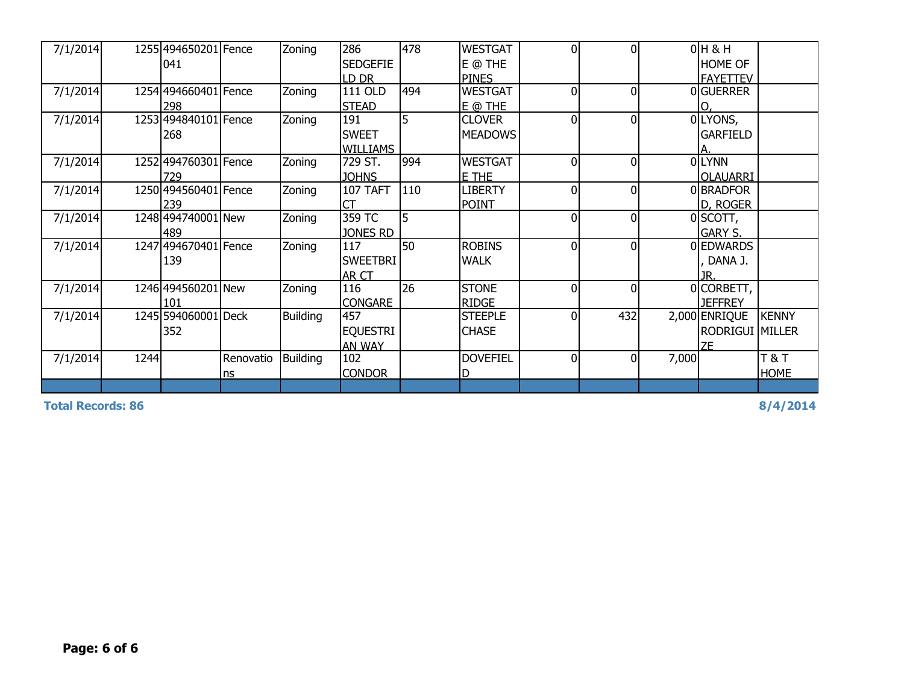| | | | | | | | | | | | | |
|---|---|---|---|---|---|---|---|---|---|---|---|---|
| 7/1/2014 | 1255 | 494650201041 | Fence | Zoning | 286 SEDGEFIELD DR | 478 | WESTGATE @ THE PINES | 0 | 0 | 0 | H & H HOME OF FAYETTEV | |
| 7/1/2014 | 1254 | 494660401298 | Fence | Zoning | 111 OLD STEAD | 494 | WESTGATE @ THE | 0 | 0 | 0 | GUERRERO, | |
| 7/1/2014 | 1253 | 494840101268 | Fence | Zoning | 191 SWEET WILLIAMS | 5 | CLOVER MEADOWS | 0 | 0 | 0 | LYONS, GARFIELD A. | |
| 7/1/2014 | 1252 | 494760301729 | Fence | Zoning | 729 ST. JOHNS | 994 | WESTGATE THE | 0 | 0 | 0 | LYNN OLAUARRI | |
| 7/1/2014 | 1250 | 494560401239 | Fence | Zoning | 107 TAFT CT | 110 | LIBERTY POINT | 0 | 0 | 0 | BRADFORD, ROGER | |
| 7/1/2014 | 1248 | 494740001489 | New | Zoning | 359 TC JONES RD | 5 | | 0 | 0 | 0 | SCOTT, GARY S. | |
| 7/1/2014 | 1247 | 494670401139 | Fence | Zoning | 117 SWEETBRIAR CT | 50 | ROBINS WALK | 0 | 0 | 0 | EDWARDS, DANA J. JR. | |
| 7/1/2014 | 1246 | 494560201101 | New | Zoning | 116 CONGARE | 26 | STONE RIDGE | 0 | 0 | 0 | CORBETT, JEFFREY | |
| 7/1/2014 | 1245 | 594060001352 | Deck | Building | 457 EQUESTRIAN WAY | | STEEPLE CHASE | 0 | 432 | 2,000 | ENRIQUE RODRIGUIZE | KENNY MILLER |
| 7/1/2014 | 1244 | | Renovations | Building | 102 CONDOR | | DOVEFIELD | 0 | 0 | 7,000 | | T & T HOME |
| | | | | | | | | | | | | |

**Total Records: 86**

**8/4/2014**